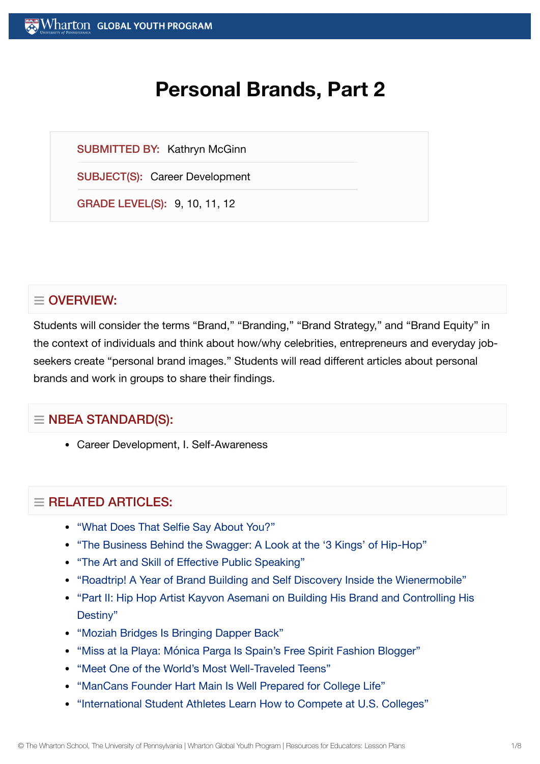# Personal Brands, Part 2

**SUBMITTED BY:** Kathryn McGinn

**SUBJECT(S):** Career Development

**GRADE LEVEL(S):** 9, 10, 11, 12

## OVERVIEW:

Students will consider the terms "Brand," "Branding," "Brand Strategy," and "Brand Equity" in the context of individuals and think about how/why celebrities, entrepreneurs and everyday job-seekers create "personal brand images." Students will read different articles about personal brands and work in groups to share their findings.

## NBEA STANDARD(S):

- Career Development, I. Self-Awareness

## RELATED ARTICLES:

- "What Does That Selfie Say About You?"
- "The Business Behind the Swagger: A Look at the '3 Kings' of Hip-Hop"
- "The Art and Skill of Effective Public Speaking"
- "Roadtrip! A Year of Brand Building and Self Discovery Inside the Wienermobile"
- "Part II: Hip Hop Artist Kayvon Asemani on Building His Brand and Controlling His Destiny"
- "Moziah Bridges Is Bringing Dapper Back"
- "Miss at la Playa: Mónica Parga Is Spain's Free Spirit Fashion Blogger"
- "Meet One of the World's Most Well-Traveled Teens"
- "ManCans Founder Hart Main Is Well Prepared for College Life"
- "International Student Athletes Learn How to Compete at U.S. Colleges"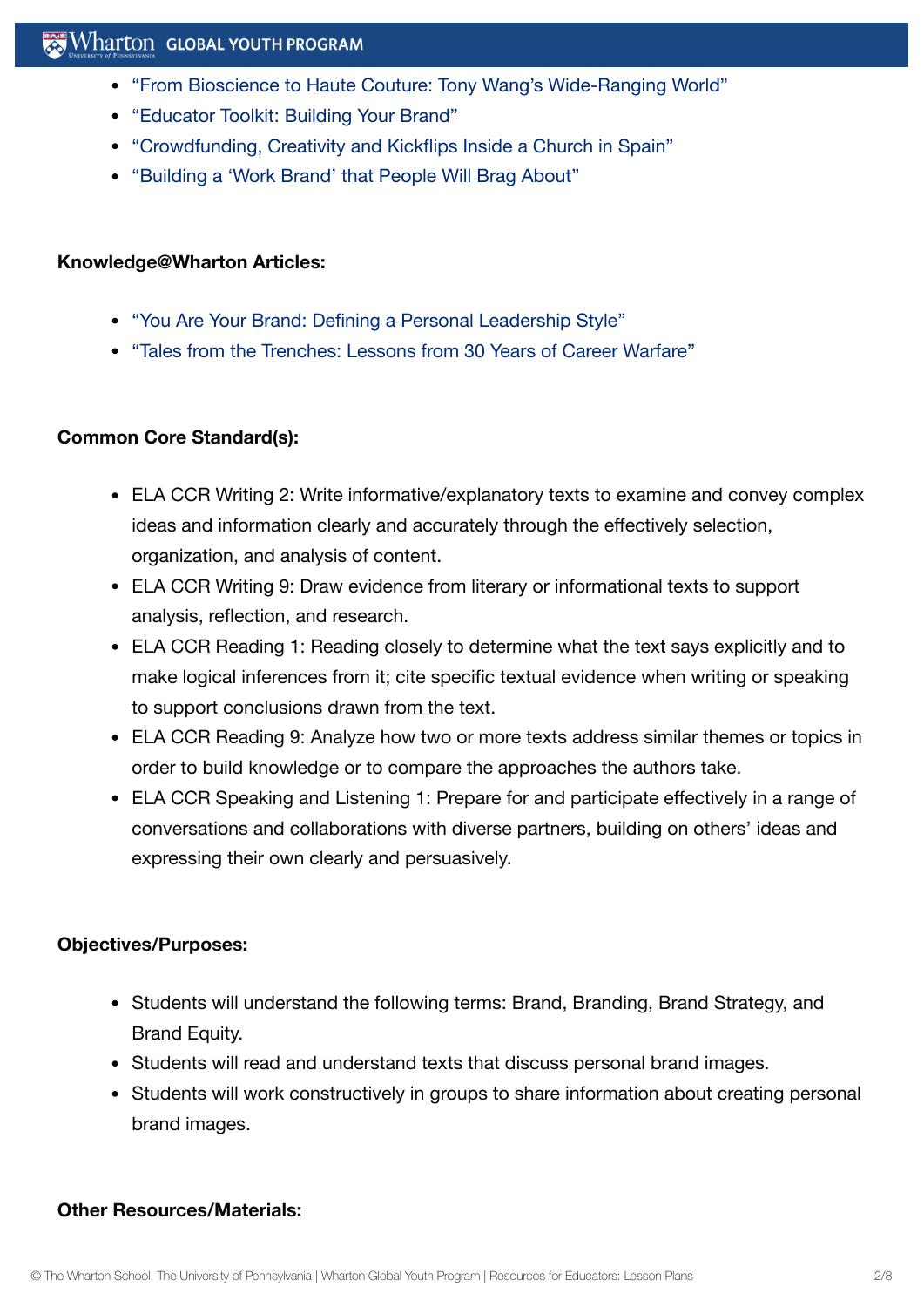- "From Bioscience to Haute Couture: Tony Wang's Wide-Ranging World"
- "Educator Toolkit: Building Your Brand"
- "Crowdfunding, Creativity and Kickflips Inside a Church in Spain"
- "Building a 'Work Brand' that People Will Brag About"

**Knowledge@Wharton Articles:**

- "You Are Your Brand: Defining a Personal Leadership Style"
- "Tales from the Trenches: Lessons from 30 Years of Career Warfare"

**Common Core Standard(s):**

- ELA CCR Writing 2: Write informative/explanatory texts to examine and convey complex ideas and information clearly and accurately through the effectively selection, organization, and analysis of content.
- ELA CCR Writing 9: Draw evidence from literary or informational texts to support analysis, reflection, and research.
- ELA CCR Reading 1: Reading closely to determine what the text says explicitly and to make logical inferences from it; cite specific textual evidence when writing or speaking to support conclusions drawn from the text.
- ELA CCR Reading 9: Analyze how two or more texts address similar themes or topics in order to build knowledge or to compare the approaches the authors take.
- ELA CCR Speaking and Listening 1: Prepare for and participate effectively in a range of conversations and collaborations with diverse partners, building on others' ideas and expressing their own clearly and persuasively.

**Objectives/Purposes:**

- Students will understand the following terms: Brand, Branding, Brand Strategy, and Brand Equity.
- Students will read and understand texts that discuss personal brand images.
- Students will work constructively in groups to share information about creating personal brand images.

**Other Resources/Materials:**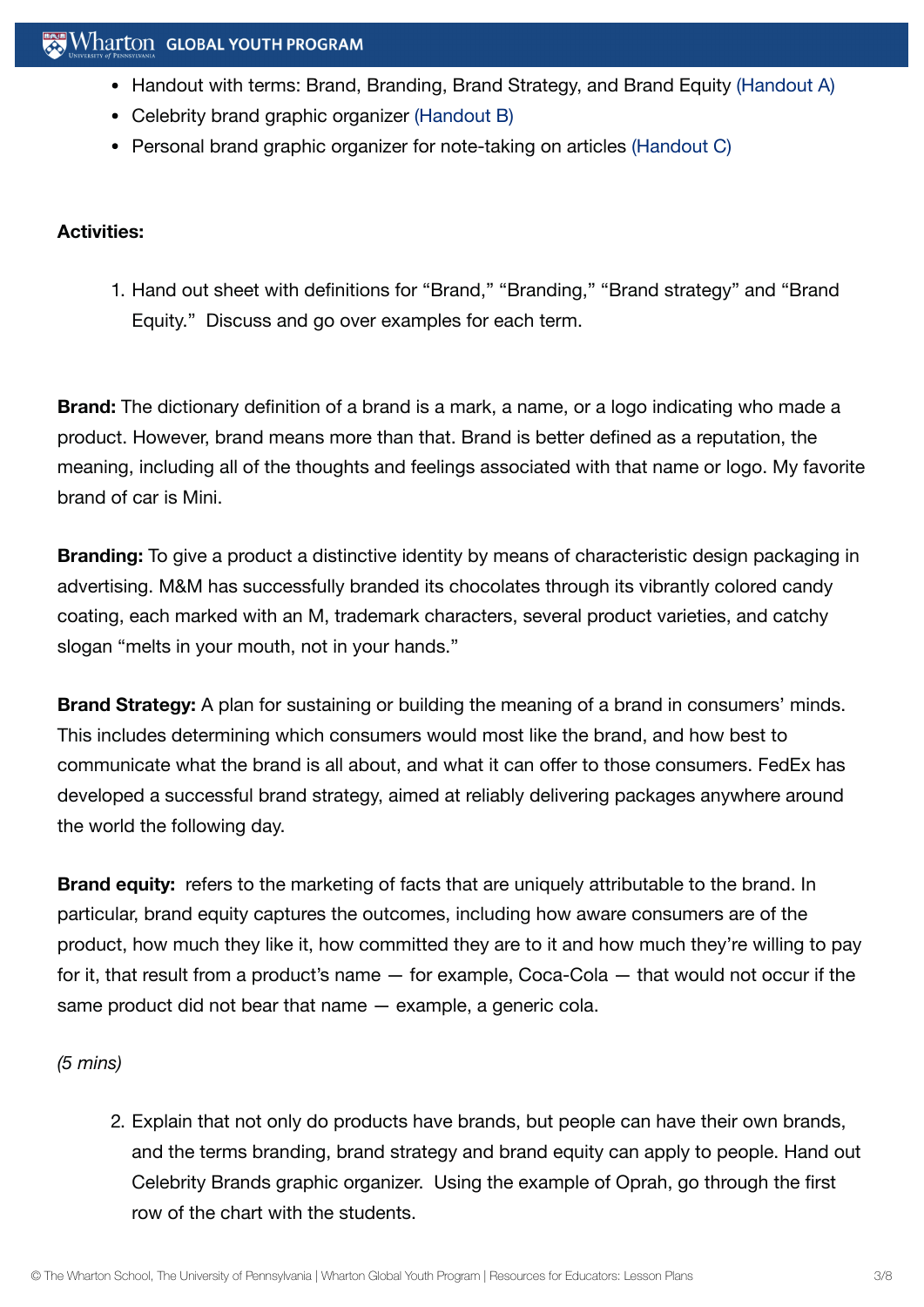- Handout with terms: Brand, Branding, Brand Strategy, and Brand Equity (Handout A)
- Celebrity brand graphic organizer (Handout B)
- Personal brand graphic organizer for note-taking on articles (Handout C)

**Activities:**

1. Hand out sheet with definitions for "Brand," "Branding," "Brand strategy" and "Brand Equity." Discuss and go over examples for each term.

**Brand:** The dictionary definition of a brand is a mark, a name, or a logo indicating who made a product. However, brand means more than that. Brand is better defined as a reputation, the meaning, including all of the thoughts and feelings associated with that name or logo. My favorite brand of car is Mini.

**Branding:** To give a product a distinctive identity by means of characteristic design packaging in advertising. M&M has successfully branded its chocolates through its vibrantly colored candy coating, each marked with an M, trademark characters, several product varieties, and catchy slogan "melts in your mouth, not in your hands."

**Brand Strategy:** A plan for sustaining or building the meaning of a brand in consumers' minds. This includes determining which consumers would most like the brand, and how best to communicate what the brand is all about, and what it can offer to those consumers. FedEx has developed a successful brand strategy, aimed at reliably delivering packages anywhere around the world the following day.

**Brand equity:** refers to the marketing of facts that are uniquely attributable to the brand. In particular, brand equity captures the outcomes, including how aware consumers are of the product, how much they like it, how committed they are to it and how much they're willing to pay for it, that result from a product's name — for example, Coca-Cola — that would not occur if the same product did not bear that name — example, a generic cola.

*(5 mins)*

2. Explain that not only do products have brands, but people can have their own brands, and the terms branding, brand strategy and brand equity can apply to people. Hand out Celebrity Brands graphic organizer. Using the example of Oprah, go through the first row of the chart with the students.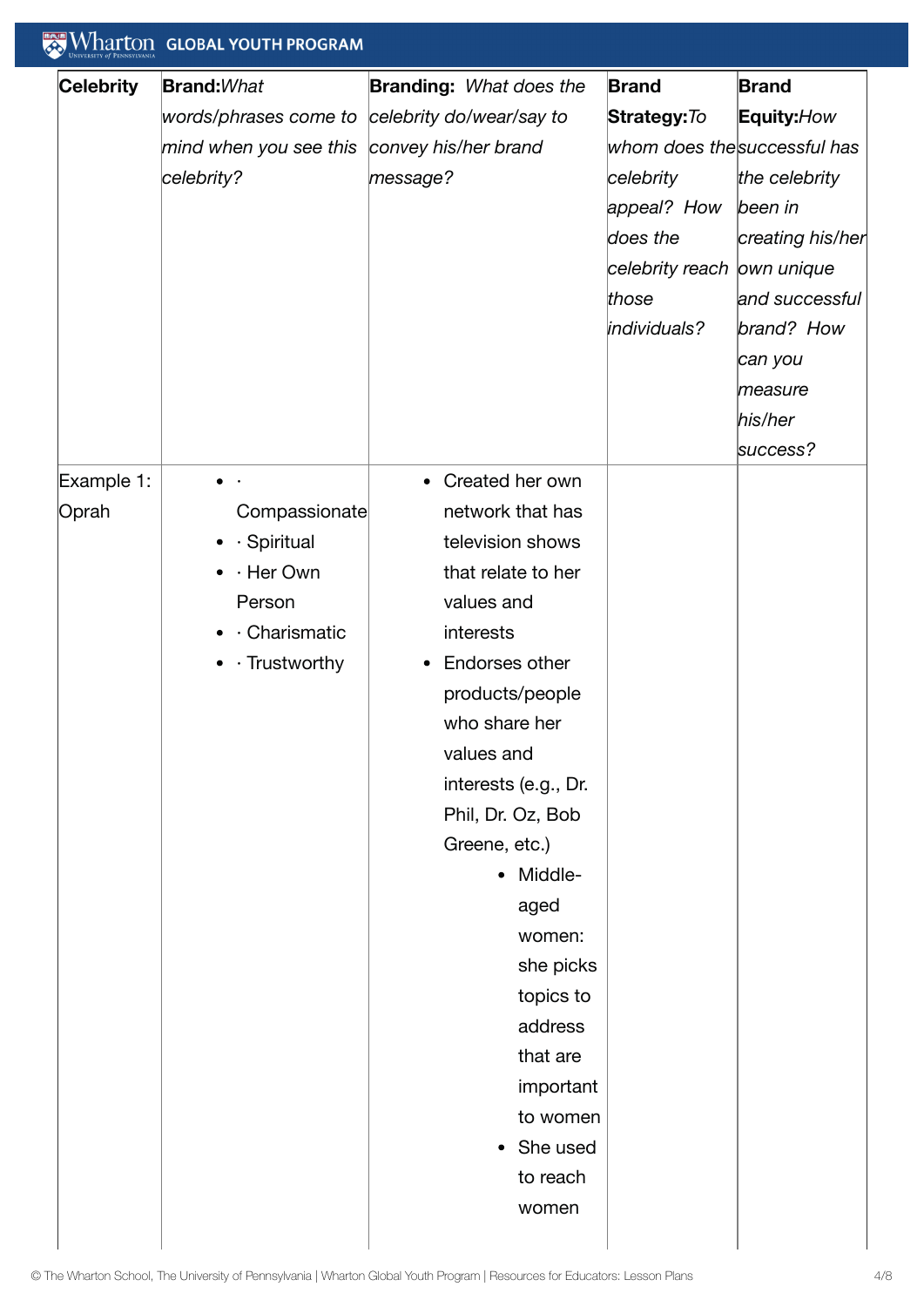| Celebrity | **Brand:** *What words/phrases come to mind when you see this celebrity?* | **Branding:** *What does the celebrity do/wear/say to convey his/her brand message?* | **Brand Strategy:** *To whom does the celebrity appeal? How does the celebrity reach those individuals?* | **Brand Equity:** *How successful has the celebrity been in creating his/her own unique and successful brand? How can you measure his/her success?* |
|---|---|---|---|---|
| Example 1: Oprah | • · Compassionate<br>• · Spiritual<br>• · Her Own Person<br>• · Charismatic<br>• · Trustworthy | • Created her own network that has television shows that relate to her values and interests<br>• Endorses other products/people who share her values and interests (e.g., Dr. Phil, Dr. Oz, Bob Greene, etc.)<br>  • Middle-aged women: she picks topics to address that are important to women<br>  • She used to reach women | | |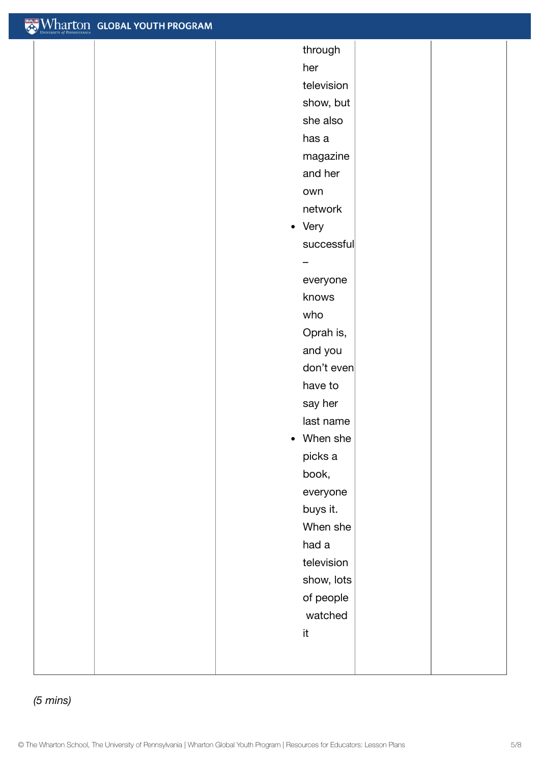| | | | | | |
|---|---|---|---|---|---|
| | | | through her television show, but she also has a magazine and her own network<br>• Very successful – everyone knows who Oprah is, and you don't even have to say her last name<br>• When she picks a book, everyone buys it. When she had a television show, lots of people watched it | | |

*(5 mins)*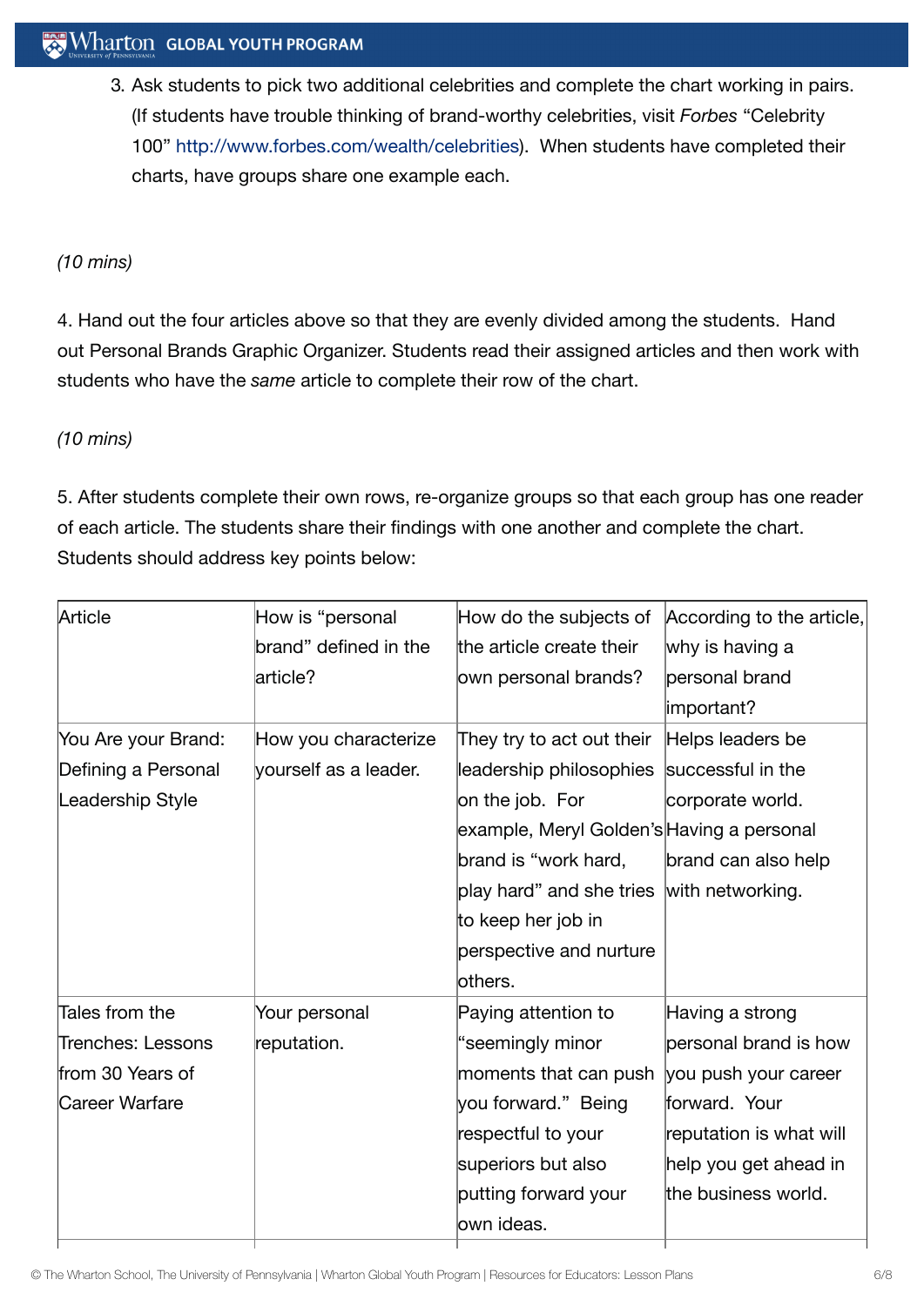3. Ask students to pick two additional celebrities and complete the chart working in pairs. (If students have trouble thinking of brand-worthy celebrities, visit *Forbes* "Celebrity 100" http://www.forbes.com/wealth/celebrities). When students have completed their charts, have groups share one example each.

*(10 mins)*

4. Hand out the four articles above so that they are evenly divided among the students. Hand out Personal Brands Graphic Organizer. Students read their assigned articles and then work with students who have the *same* article to complete their row of the chart.

*(10 mins)*

5. After students complete their own rows, re-organize groups so that each group has one reader of each article. The students share their findings with one another and complete the chart. Students should address key points below:

| Article | How is "personal brand" defined in the article? | How do the subjects of the article create their own personal brands? | According to the article, why is having a personal brand important? |
|---|---|---|---|
| You Are your Brand: Defining a Personal Leadership Style | How you characterize yourself as a leader. | They try to act out their leadership philosophies on the job. For example, Meryl Golden's brand is "work hard, play hard" and she tries to keep her job in perspective and nurture others. | Helps leaders be successful in the corporate world. Having a personal brand can also help with networking. |
| Tales from the Trenches: Lessons from 30 Years of Career Warfare | Your personal reputation. | Paying attention to "seemingly minor moments that can push you forward." Being respectful to your superiors but also putting forward your own ideas. | Having a strong personal brand is how you push your career forward. Your reputation is what will help you get ahead in the business world. |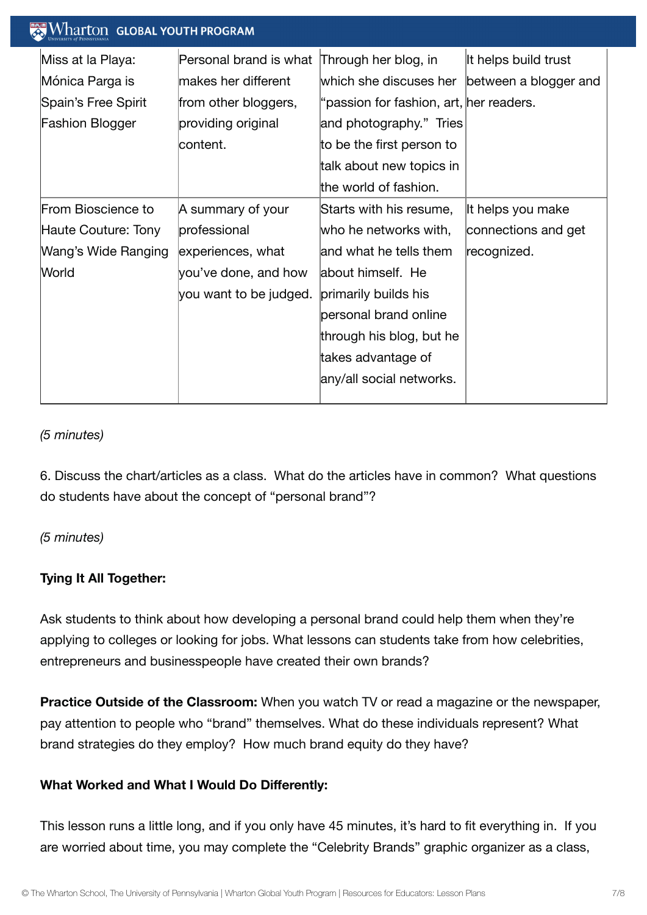| | | | |
|---|---|---|---|
| Miss at la Playa: Mónica Parga is Spain's Free Spirit Fashion Blogger | Personal brand is what makes her different from other bloggers, providing original content. | Through her blog, in which she discuses her "passion for fashion, art, and photography." Tries to be the first person to talk about new topics in the world of fashion. | It helps build trust between a blogger and her readers. |
| From Bioscience to Haute Couture: Tony Wang's Wide Ranging World | A summary of your professional experiences, what you've done, and how you want to be judged. | Starts with his resume, who he networks with, and what he tells them about himself. He primarily builds his personal brand online through his blog, but he takes advantage of any/all social networks. | It helps you make connections and get recognized. |

*(5 minutes)*

6. Discuss the chart/articles as a class. What do the articles have in common? What questions do students have about the concept of "personal brand"?

*(5 minutes)*

**Tying It All Together:**

Ask students to think about how developing a personal brand could help them when they're applying to colleges or looking for jobs. What lessons can students take from how celebrities, entrepreneurs and businesspeople have created their own brands?

**Practice Outside of the Classroom:** When you watch TV or read a magazine or the newspaper, pay attention to people who "brand" themselves. What do these individuals represent? What brand strategies do they employ? How much brand equity do they have?

**What Worked and What I Would Do Differently:**

This lesson runs a little long, and if you only have 45 minutes, it's hard to fit everything in. If you are worried about time, you may complete the "Celebrity Brands" graphic organizer as a class,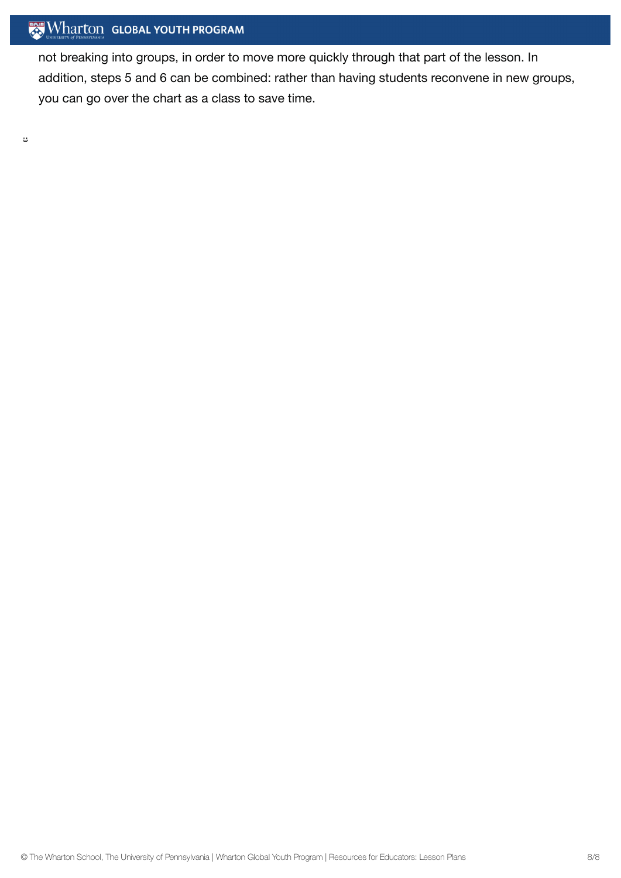not breaking into groups, in order to move more quickly through that part of the lesson. In addition, steps 5 and 6 can be combined: rather than having students reconvene in new groups, you can go over the chart as a class to save time.